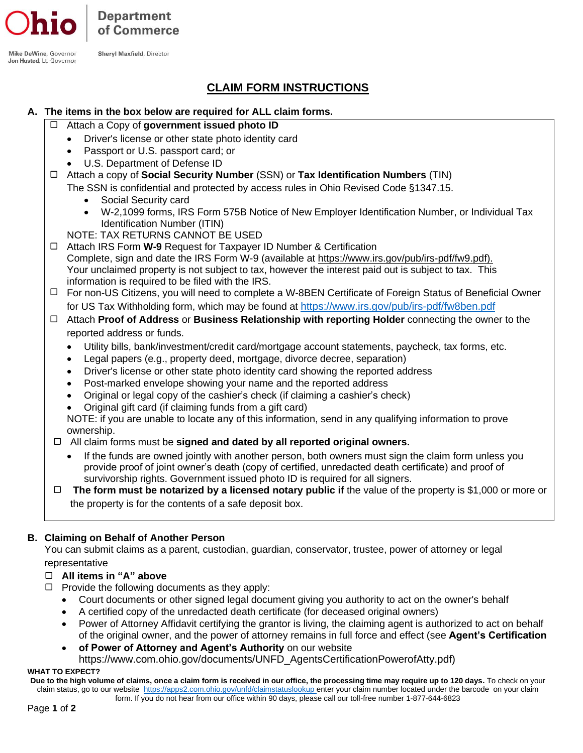Ohio | Department of Commerce

Mike DeWine, Governor
Jon Husted, Lt. Governor

Sheryl Maxfield, Director

# CLAIM FORM INSTRUCTIONS

**A. The items in the box below are required for ALL claim forms.**

- ☐ Attach a Copy of **government issued photo ID**
  - Driver's license or other state photo identity card
  - Passport or U.S. passport card; or
  - U.S. Department of Defense ID
- ☐ Attach a copy of **Social Security Number** (SSN) or **Tax Identification Numbers** (TIN)
  The SSN is confidential and protected by access rules in Ohio Revised Code §1347.15.
  - Social Security card
  - W-2,1099 forms, IRS Form 575B Notice of New Employer Identification Number, or Individual Tax Identification Number (ITIN)

  NOTE: TAX RETURNS CANNOT BE USED
- ☐ Attach IRS Form **W-9** Request for Taxpayer ID Number & Certification
  Complete, sign and date the IRS Form W-9 (available at https://www.irs.gov/pub/irs-pdf/fw9.pdf). Your unclaimed property is not subject to tax, however the interest paid out is subject to tax. This information is required to be filed with the IRS.
- ☐ For non-US Citizens, you will need to complete a W-8BEN Certificate of Foreign Status of Beneficial Owner for US Tax Withholding form, which may be found at https://www.irs.gov/pub/irs-pdf/fw8ben.pdf
- ☐ Attach **Proof of Address** or **Business Relationship with reporting Holder** connecting the owner to the reported address or funds.
  - Utility bills, bank/investment/credit card/mortgage account statements, paycheck, tax forms, etc.
  - Legal papers (e.g., property deed, mortgage, divorce decree, separation)
  - Driver's license or other state photo identity card showing the reported address
  - Post-marked envelope showing your name and the reported address
  - Original or legal copy of the cashier's check (if claiming a cashier's check)
  - Original gift card (if claiming funds from a gift card)

  NOTE: if you are unable to locate any of this information, send in any qualifying information to prove ownership.
- ☐ All claim forms must be **signed and dated by all reported original owners.**
  - If the funds are owned jointly with another person, both owners must sign the claim form unless you provide proof of joint owner's death (copy of certified, unredacted death certificate) and proof of survivorship rights. Government issued photo ID is required for all signers.
- ☐ **The form must be notarized by a licensed notary public if** the value of the property is $1,000 or more or the property is for the contents of a safe deposit box.

**B. Claiming on Behalf of Another Person**

You can submit claims as a parent, custodian, guardian, conservator, trustee, power of attorney or legal representative

- ☐ **All items in "A" above**
- ☐ Provide the following documents as they apply:
  - Court documents or other signed legal document giving you authority to act on the owner's behalf
  - A certified copy of the unredacted death certificate (for deceased original owners)
  - Power of Attorney Affidavit certifying the grantor is living, the claiming agent is authorized to act on behalf of the original owner, and the power of attorney remains in full force and effect (see **Agent's Certification**
  - **of Power of Attorney and Agent's Authority** on our website https://www.com.ohio.gov/documents/UNFD_AgentsCertificationPowerofAtty.pdf)

**WHAT TO EXPECT?**

**Due to the high volume of claims, once a claim form is received in our office, the processing time may require up to 120 days.** To check on your claim status, go to our website https://apps2.com.ohio.gov/unfd/claimstatuslookup enter your claim number located under the barcode on your claim form. If you do not hear from our office within 90 days, please call our toll-free number 1-877-644-6823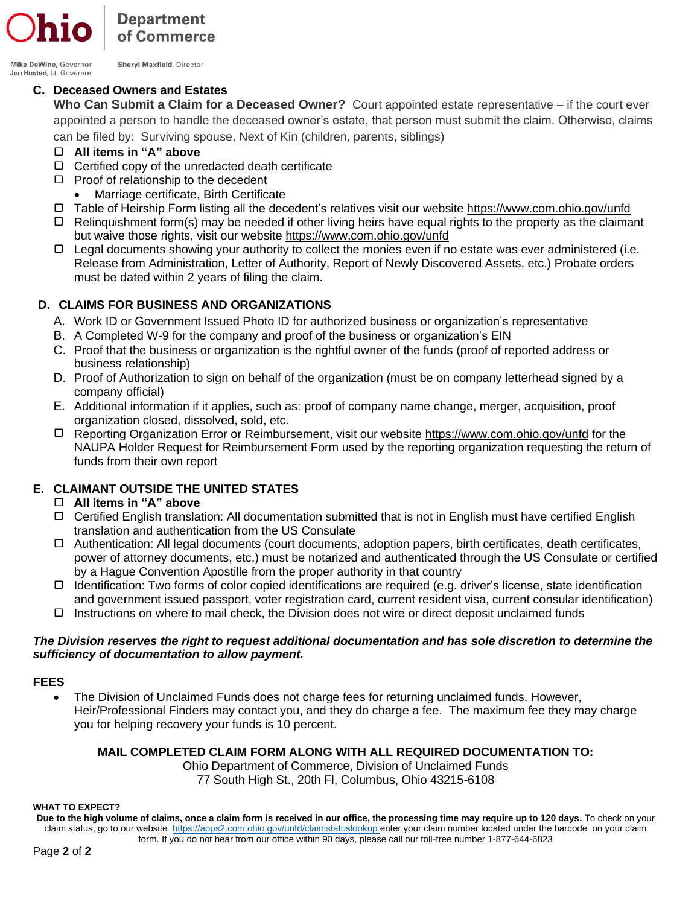Ohio | Department of Commerce

Mike DeWine, Governor
Jon Husted, Lt. Governor

Sheryl Maxfield, Director

## C. Deceased Owners and Estates

**Who Can Submit a Claim for a Deceased Owner?** Court appointed estate representative – if the court ever appointed a person to handle the deceased owner's estate, that person must submit the claim. Otherwise, claims can be filed by: Surviving spouse, Next of Kin (children, parents, siblings)

- ☐ **All items in "A" above**
- ☐ Certified copy of the unredacted death certificate
- ☐ Proof of relationship to the decedent
  - Marriage certificate, Birth Certificate
- ☐ Table of Heirship Form listing all the decedent's relatives visit our website https://www.com.ohio.gov/unfd
- ☐ Relinquishment form(s) may be needed if other living heirs have equal rights to the property as the claimant but waive those rights, visit our website https://www.com.ohio.gov/unfd
- ☐ Legal documents showing your authority to collect the monies even if no estate was ever administered (i.e. Release from Administration, Letter of Authority, Report of Newly Discovered Assets, etc.) Probate orders must be dated within 2 years of filing the claim.

## D. CLAIMS FOR BUSINESS AND ORGANIZATIONS

A. Work ID or Government Issued Photo ID for authorized business or organization's representative
B. A Completed W-9 for the company and proof of the business or organization's EIN
C. Proof that the business or organization is the rightful owner of the funds (proof of reported address or business relationship)
D. Proof of Authorization to sign on behalf of the organization (must be on company letterhead signed by a company official)
E. Additional information if it applies, such as: proof of company name change, merger, acquisition, proof organization closed, dissolved, sold, etc.

- ☐ Reporting Organization Error or Reimbursement, visit our website https://www.com.ohio.gov/unfd for the NAUPA Holder Request for Reimbursement Form used by the reporting organization requesting the return of funds from their own report

## E. CLAIMANT OUTSIDE THE UNITED STATES

- ☐ **All items in "A" above**
- ☐ Certified English translation: All documentation submitted that is not in English must have certified English translation and authentication from the US Consulate
- ☐ Authentication: All legal documents (court documents, adoption papers, birth certificates, death certificates, power of attorney documents, etc.) must be notarized and authenticated through the US Consulate or certified by a Hague Convention Apostille from the proper authority in that country
- ☐ Identification: Two forms of color copied identifications are required (e.g. driver's license, state identification and government issued passport, voter registration card, current resident visa, current consular identification)
- ☐ Instructions on where to mail check, the Division does not wire or direct deposit unclaimed funds

***The Division reserves the right to request additional documentation and has sole discretion to determine the sufficiency of documentation to allow payment.***

## FEES

- The Division of Unclaimed Funds does not charge fees for returning unclaimed funds. However, Heir/Professional Finders may contact you, and they do charge a fee. The maximum fee they may charge you for helping recovery your funds is 10 percent.

**MAIL COMPLETED CLAIM FORM ALONG WITH ALL REQUIRED DOCUMENTATION TO:**

Ohio Department of Commerce, Division of Unclaimed Funds
77 South High St., 20th Fl, Columbus, Ohio 43215-6108

**WHAT TO EXPECT?**

**Due to the high volume of claims, once a claim form is received in our office, the processing time may require up to 120 days.** To check on your claim status, go to our website https://apps2.com.ohio.gov/unfd/claimstatuslookup enter your claim number located under the barcode on your claim form. If you do not hear from our office within 90 days, please call our toll-free number 1-877-644-6823